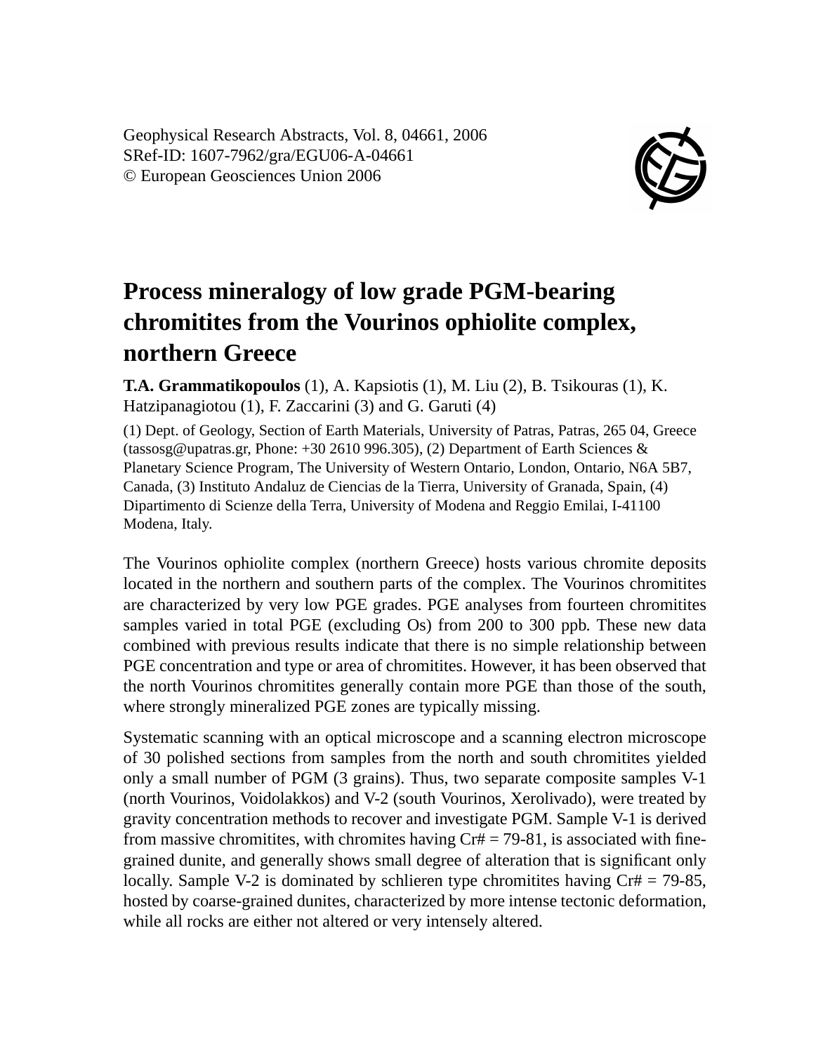Geophysical Research Abstracts, Vol. 8, 04661, 2006
SRef-ID: 1607-7962/gra/EGU06-A-04661
© European Geosciences Union 2006

# Process mineralogy of low grade PGM-bearing chromitites from the Vourinos ophiolite complex, northern Greece

**T.A. Grammatikopoulos** (1), A. Kapsiotis (1), M. Liu (2), B. Tsikouras (1), K. Hatzipanagiotou (1), F. Zaccarini (3) and G. Garuti (4)

(1) Dept. of Geology, Section of Earth Materials, University of Patras, Patras, 265 04, Greece (tassosg@upatras.gr, Phone: +30 2610 996.305), (2) Department of Earth Sciences & Planetary Science Program, The University of Western Ontario, London, Ontario, N6A 5B7, Canada, (3) Instituto Andaluz de Ciencias de la Tierra, University of Granada, Spain, (4) Dipartimento di Scienze della Terra, University of Modena and Reggio Emilai, I-41100 Modena, Italy.

The Vourinos ophiolite complex (northern Greece) hosts various chromite deposits located in the northern and southern parts of the complex. The Vourinos chromitites are characterized by very low PGE grades. PGE analyses from fourteen chromitites samples varied in total PGE (excluding Os) from 200 to 300 ppb. These new data combined with previous results indicate that there is no simple relationship between PGE concentration and type or area of chromitites. However, it has been observed that the north Vourinos chromitites generally contain more PGE than those of the south, where strongly mineralized PGE zones are typically missing.

Systematic scanning with an optical microscope and a scanning electron microscope of 30 polished sections from samples from the north and south chromitites yielded only a small number of PGM (3 grains). Thus, two separate composite samples V-1 (north Vourinos, Voidolakkos) and V-2 (south Vourinos, Xerolivado), were treated by gravity concentration methods to recover and investigate PGM. Sample V-1 is derived from massive chromitites, with chromites having Cr# = 79-81, is associated with fine-grained dunite, and generally shows small degree of alteration that is significant only locally. Sample V-2 is dominated by schlieren type chromitites having Cr# = 79-85, hosted by coarse-grained dunites, characterized by more intense tectonic deformation, while all rocks are either not altered or very intensely altered.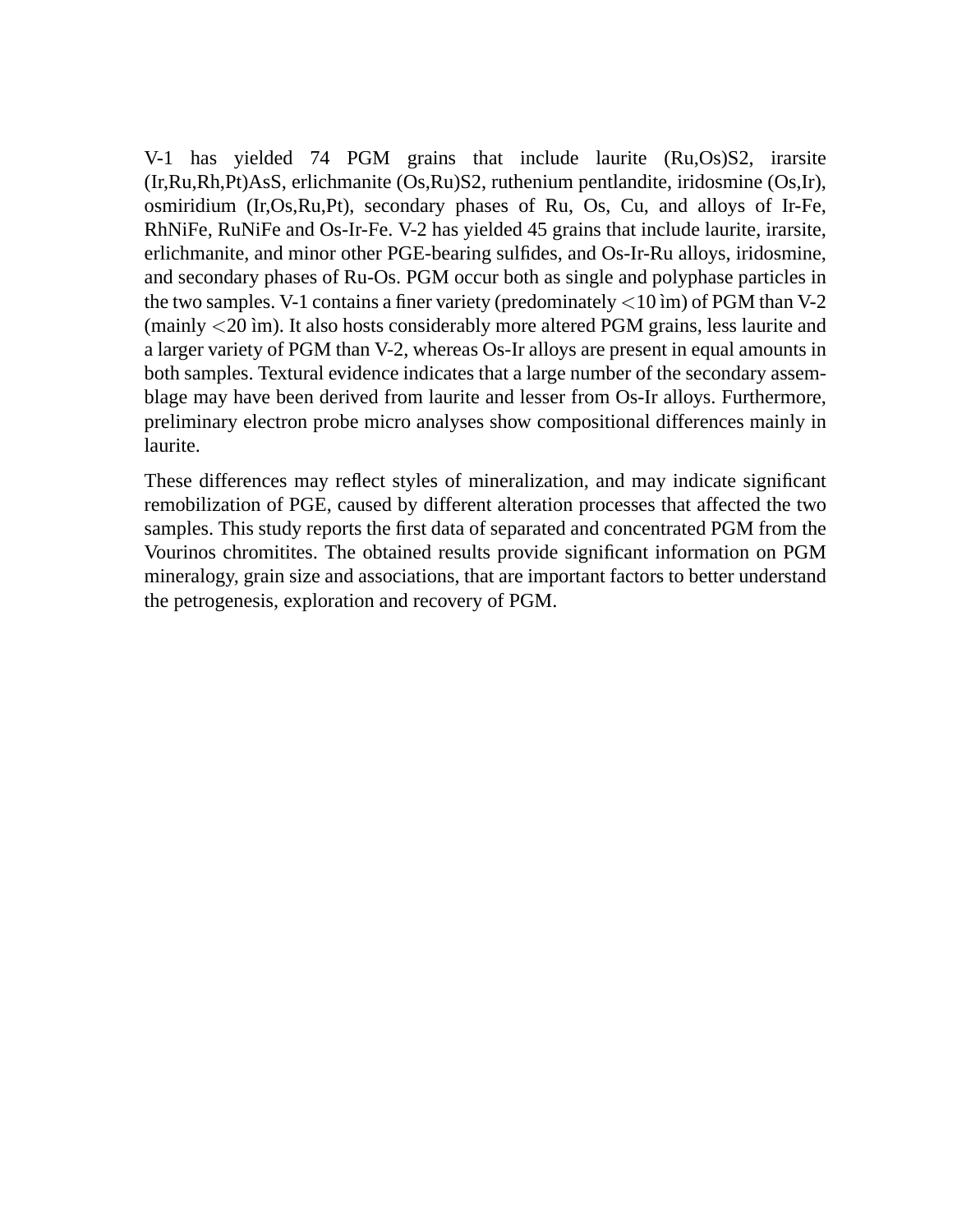V-1 has yielded 74 PGM grains that include laurite $(Ru,Os)S_2$, irarsite (Ir,Ru,Rh,Pt)AsS, erlichmanite $(Os,Ru)S_2$, ruthenium pentlandite, iridosmine (Os,Ir), osmiridium (Ir,Os,Ru,Pt), secondary phases of Ru, Os, Cu, and alloys of Ir-Fe, RhNiFe, RuNiFe and Os-Ir-Fe. V-2 has yielded 45 grains that include laurite, irarsite, erlichmanite, and minor other PGE-bearing sulfides, and Os-Ir-Ru alloys, iridosmine, and secondary phases of Ru-Os. PGM occur both as single and polyphase particles in the two samples. V-1 contains a finer variety (predominately <10 ìm) of PGM than V-2 (mainly <20 ìm). It also hosts considerably more altered PGM grains, less laurite and a larger variety of PGM than V-2, whereas Os-Ir alloys are present in equal amounts in both samples. Textural evidence indicates that a large number of the secondary assemblage may have been derived from laurite and lesser from Os-Ir alloys. Furthermore, preliminary electron probe micro analyses show compositional differences mainly in laurite.

These differences may reflect styles of mineralization, and may indicate significant remobilization of PGE, caused by different alteration processes that affected the two samples. This study reports the first data of separated and concentrated PGM from the Vourinos chromitites. The obtained results provide significant information on PGM mineralogy, grain size and associations, that are important factors to better understand the petrogenesis, exploration and recovery of PGM.